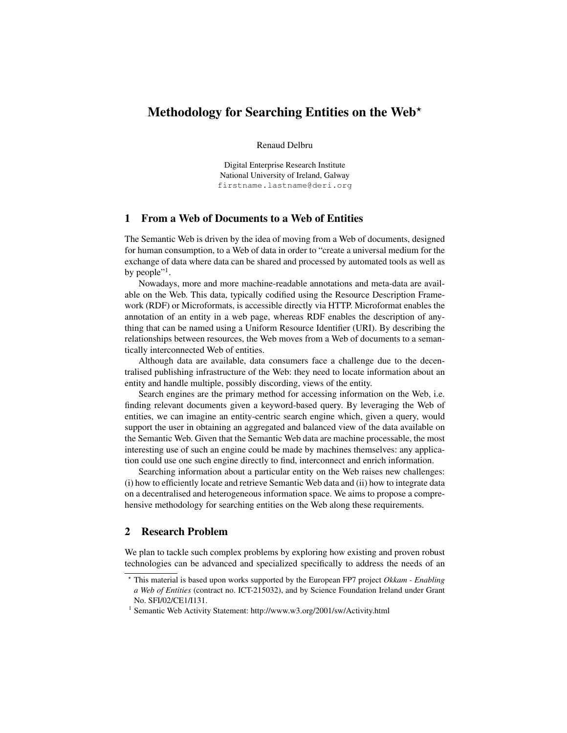# Methodology for Searching Entities on the Web*

Renaud Delbru

Digital Enterprise Research Institute
National University of Ireland, Galway
firstname.lastname@deri.org

## 1 From a Web of Documents to a Web of Entities

The Semantic Web is driven by the idea of moving from a Web of documents, designed for human consumption, to a Web of data in order to "create a universal medium for the exchange of data where data can be shared and processed by automated tools as well as by people"[1].

Nowadays, more and more machine-readable annotations and meta-data are available on the Web. This data, typically codified using the Resource Description Framework (RDF) or Microformats, is accessible directly via HTTP. Microformat enables the annotation of an entity in a web page, whereas RDF enables the description of anything that can be named using a Uniform Resource Identifier (URI). By describing the relationships between resources, the Web moves from a Web of documents to a semantically interconnected Web of entities.

Although data are available, data consumers face a challenge due to the decentralised publishing infrastructure of the Web: they need to locate information about an entity and handle multiple, possibly discording, views of the entity.

Search engines are the primary method for accessing information on the Web, i.e. finding relevant documents given a keyword-based query. By leveraging the Web of entities, we can imagine an entity-centric search engine which, given a query, would support the user in obtaining an aggregated and balanced view of the data available on the Semantic Web. Given that the Semantic Web data are machine processable, the most interesting use of such an engine could be made by machines themselves: any application could use one such engine directly to find, interconnect and enrich information.

Searching information about a particular entity on the Web raises new challenges: (i) how to efficiently locate and retrieve Semantic Web data and (ii) how to integrate data on a decentralised and heterogeneous information space. We aims to propose a comprehensive methodology for searching entities on the Web along these requirements.

## 2 Research Problem

We plan to tackle such complex problems by exploring how existing and proven robust technologies can be advanced and specialized specifically to address the needs of an

---

* This material is based upon works supported by the European FP7 project *Okkam - Enabling a Web of Entities* (contract no. ICT-215032), and by Science Foundation Ireland under Grant No. SFI/02/CE1/I131.

[1] Semantic Web Activity Statement: http://www.w3.org/2001/sw/Activity.html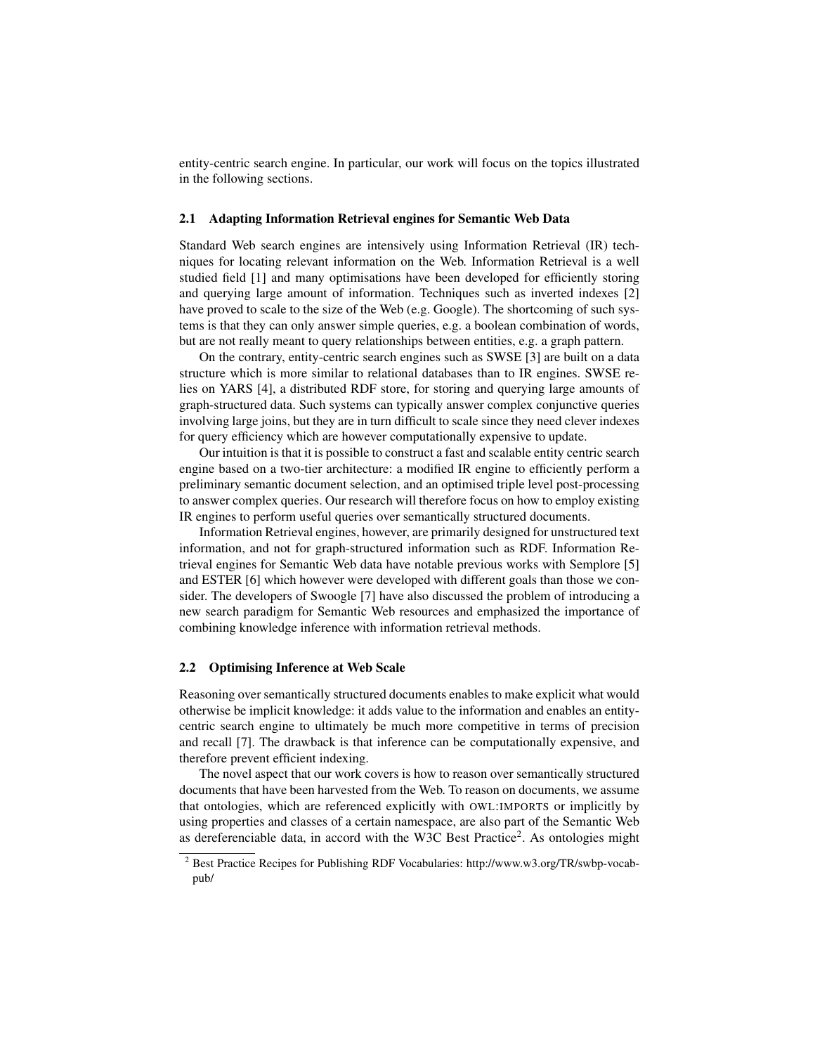entity-centric search engine. In particular, our work will focus on the topics illustrated in the following sections.

### 2.1 Adapting Information Retrieval engines for Semantic Web Data

Standard Web search engines are intensively using Information Retrieval (IR) techniques for locating relevant information on the Web. Information Retrieval is a well studied field [1] and many optimisations have been developed for efficiently storing and querying large amount of information. Techniques such as inverted indexes [2] have proved to scale to the size of the Web (e.g. Google). The shortcoming of such systems is that they can only answer simple queries, e.g. a boolean combination of words, but are not really meant to query relationships between entities, e.g. a graph pattern.

On the contrary, entity-centric search engines such as SWSE [3] are built on a data structure which is more similar to relational databases than to IR engines. SWSE relies on YARS [4], a distributed RDF store, for storing and querying large amounts of graph-structured data. Such systems can typically answer complex conjunctive queries involving large joins, but they are in turn difficult to scale since they need clever indexes for query efficiency which are however computationally expensive to update.

Our intuition is that it is possible to construct a fast and scalable entity centric search engine based on a two-tier architecture: a modified IR engine to efficiently perform a preliminary semantic document selection, and an optimised triple level post-processing to answer complex queries. Our research will therefore focus on how to employ existing IR engines to perform useful queries over semantically structured documents.

Information Retrieval engines, however, are primarily designed for unstructured text information, and not for graph-structured information such as RDF. Information Retrieval engines for Semantic Web data have notable previous works with Semplore [5] and ESTER [6] which however were developed with different goals than those we consider. The developers of Swoogle [7] have also discussed the problem of introducing a new search paradigm for Semantic Web resources and emphasized the importance of combining knowledge inference with information retrieval methods.

### 2.2 Optimising Inference at Web Scale

Reasoning over semantically structured documents enables to make explicit what would otherwise be implicit knowledge: it adds value to the information and enables an entity-centric search engine to ultimately be much more competitive in terms of precision and recall [7]. The drawback is that inference can be computationally expensive, and therefore prevent efficient indexing.

The novel aspect that our work covers is how to reason over semantically structured documents that have been harvested from the Web. To reason on documents, we assume that ontologies, which are referenced explicitly with OWL:IMPORTS or implicitly by using properties and classes of a certain namespace, are also part of the Semantic Web as dereferenciable data, in accord with the W3C Best Practice[2]. As ontologies might

[2] Best Practice Recipes for Publishing RDF Vocabularies: http://www.w3.org/TR/swbp-vocab-pub/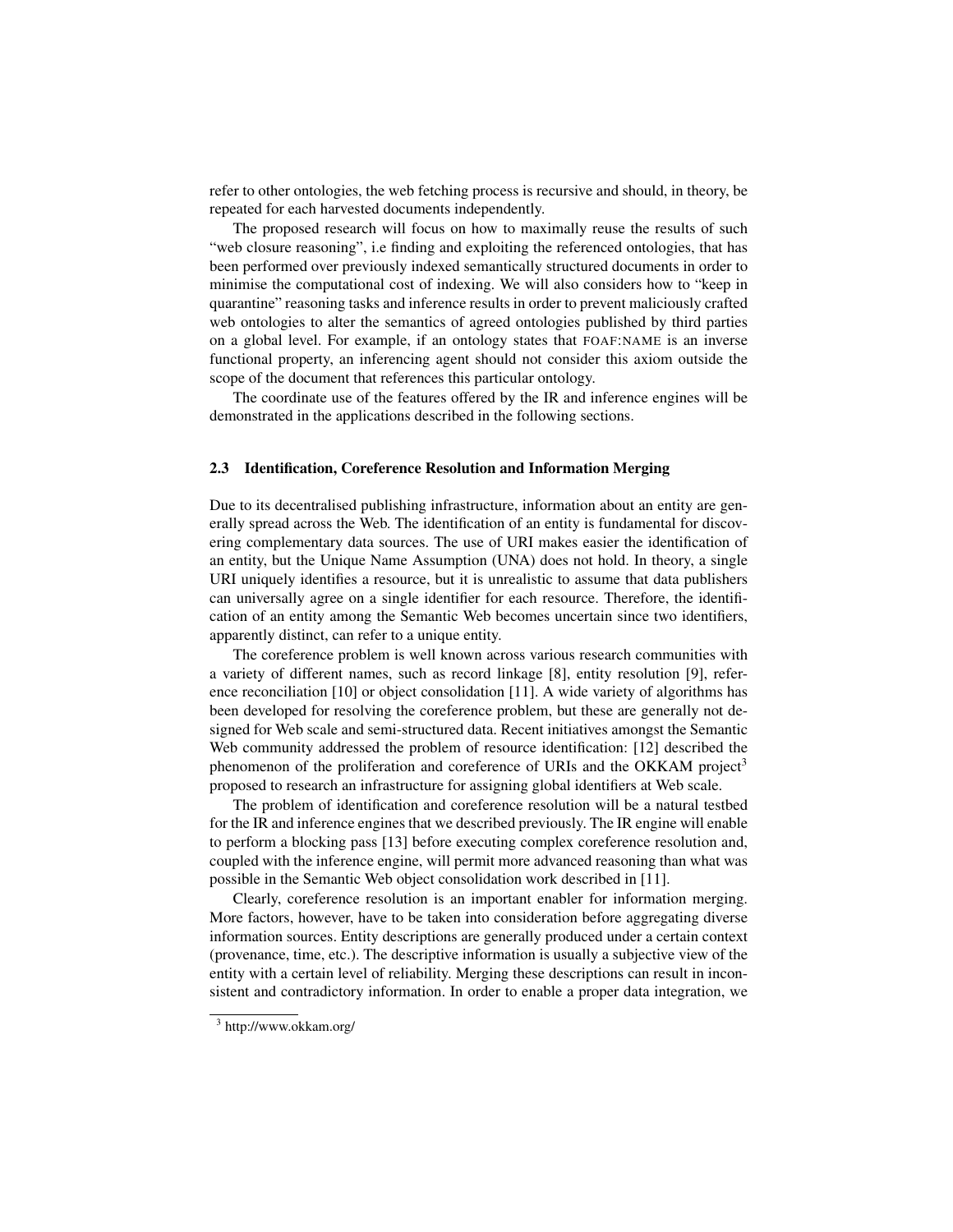refer to other ontologies, the web fetching process is recursive and should, in theory, be repeated for each harvested documents independently.

The proposed research will focus on how to maximally reuse the results of such "web closure reasoning", i.e finding and exploiting the referenced ontologies, that has been performed over previously indexed semantically structured documents in order to minimise the computational cost of indexing. We will also considers how to "keep in quarantine" reasoning tasks and inference results in order to prevent maliciously crafted web ontologies to alter the semantics of agreed ontologies published by third parties on a global level. For example, if an ontology states that FOAF:NAME is an inverse functional property, an inferencing agent should not consider this axiom outside the scope of the document that references this particular ontology.

The coordinate use of the features offered by the IR and inference engines will be demonstrated in the applications described in the following sections.

### 2.3 Identification, Coreference Resolution and Information Merging

Due to its decentralised publishing infrastructure, information about an entity are generally spread across the Web. The identification of an entity is fundamental for discovering complementary data sources. The use of URI makes easier the identification of an entity, but the Unique Name Assumption (UNA) does not hold. In theory, a single URI uniquely identifies a resource, but it is unrealistic to assume that data publishers can universally agree on a single identifier for each resource. Therefore, the identification of an entity among the Semantic Web becomes uncertain since two identifiers, apparently distinct, can refer to a unique entity.

The coreference problem is well known across various research communities with a variety of different names, such as record linkage [8], entity resolution [9], reference reconciliation [10] or object consolidation [11]. A wide variety of algorithms has been developed for resolving the coreference problem, but these are generally not designed for Web scale and semi-structured data. Recent initiatives amongst the Semantic Web community addressed the problem of resource identification: [12] described the phenomenon of the proliferation and coreference of URIs and the OKKAM project[3] proposed to research an infrastructure for assigning global identifiers at Web scale.

The problem of identification and coreference resolution will be a natural testbed for the IR and inference engines that we described previously. The IR engine will enable to perform a blocking pass [13] before executing complex coreference resolution and, coupled with the inference engine, will permit more advanced reasoning than what was possible in the Semantic Web object consolidation work described in [11].

Clearly, coreference resolution is an important enabler for information merging. More factors, however, have to be taken into consideration before aggregating diverse information sources. Entity descriptions are generally produced under a certain context (provenance, time, etc.). The descriptive information is usually a subjective view of the entity with a certain level of reliability. Merging these descriptions can result in inconsistent and contradictory information. In order to enable a proper data integration, we

[3] http://www.okkam.org/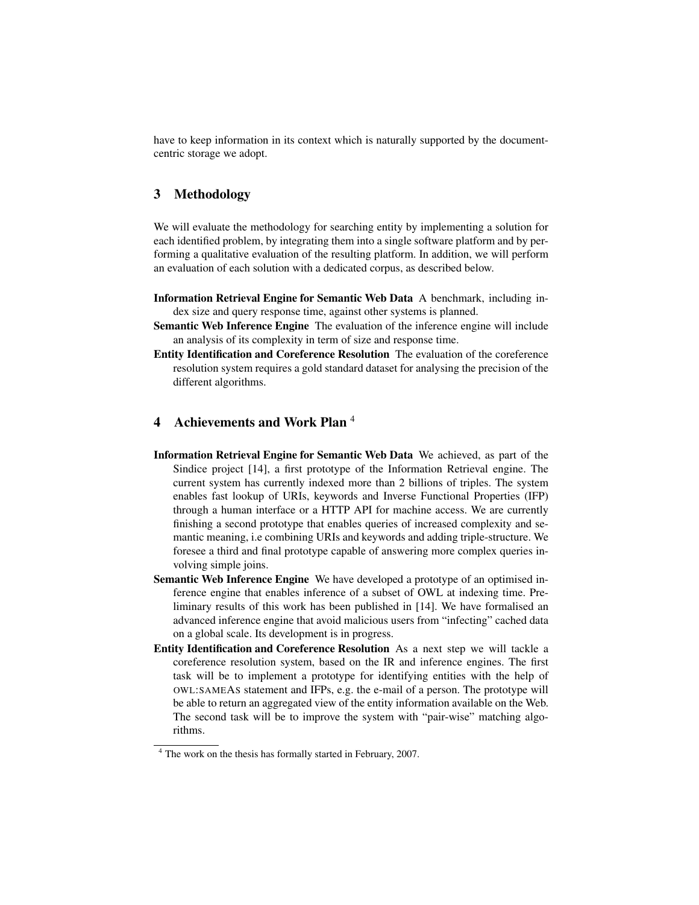have to keep information in its context which is naturally supported by the document-centric storage we adopt.

## 3 Methodology

We will evaluate the methodology for searching entity by implementing a solution for each identified problem, by integrating them into a single software platform and by performing a qualitative evaluation of the resulting platform. In addition, we will perform an evaluation of each solution with a dedicated corpus, as described below.

**Information Retrieval Engine for Semantic Web Data** A benchmark, including index size and query response time, against other systems is planned.

**Semantic Web Inference Engine** The evaluation of the inference engine will include an analysis of its complexity in term of size and response time.

**Entity Identification and Coreference Resolution** The evaluation of the coreference resolution system requires a gold standard dataset for analysing the precision of the different algorithms.

## 4 Achievements and Work Plan [4]

**Information Retrieval Engine for Semantic Web Data** We achieved, as part of the Sindice project [14], a first prototype of the Information Retrieval engine. The current system has currently indexed more than 2 billions of triples. The system enables fast lookup of URIs, keywords and Inverse Functional Properties (IFP) through a human interface or a HTTP API for machine access. We are currently finishing a second prototype that enables queries of increased complexity and semantic meaning, i.e combining URIs and keywords and adding triple-structure. We foresee a third and final prototype capable of answering more complex queries involving simple joins.

**Semantic Web Inference Engine** We have developed a prototype of an optimised inference engine that enables inference of a subset of OWL at indexing time. Preliminary results of this work has been published in [14]. We have formalised an advanced inference engine that avoid malicious users from "infecting" cached data on a global scale. Its development is in progress.

**Entity Identification and Coreference Resolution** As a next step we will tackle a coreference resolution system, based on the IR and inference engines. The first task will be to implement a prototype for identifying entities with the help of OWL:SAMEAS statement and IFPs, e.g. the e-mail of a person. The prototype will be able to return an aggregated view of the entity information available on the Web. The second task will be to improve the system with "pair-wise" matching algorithms.

[4] The work on the thesis has formally started in February, 2007.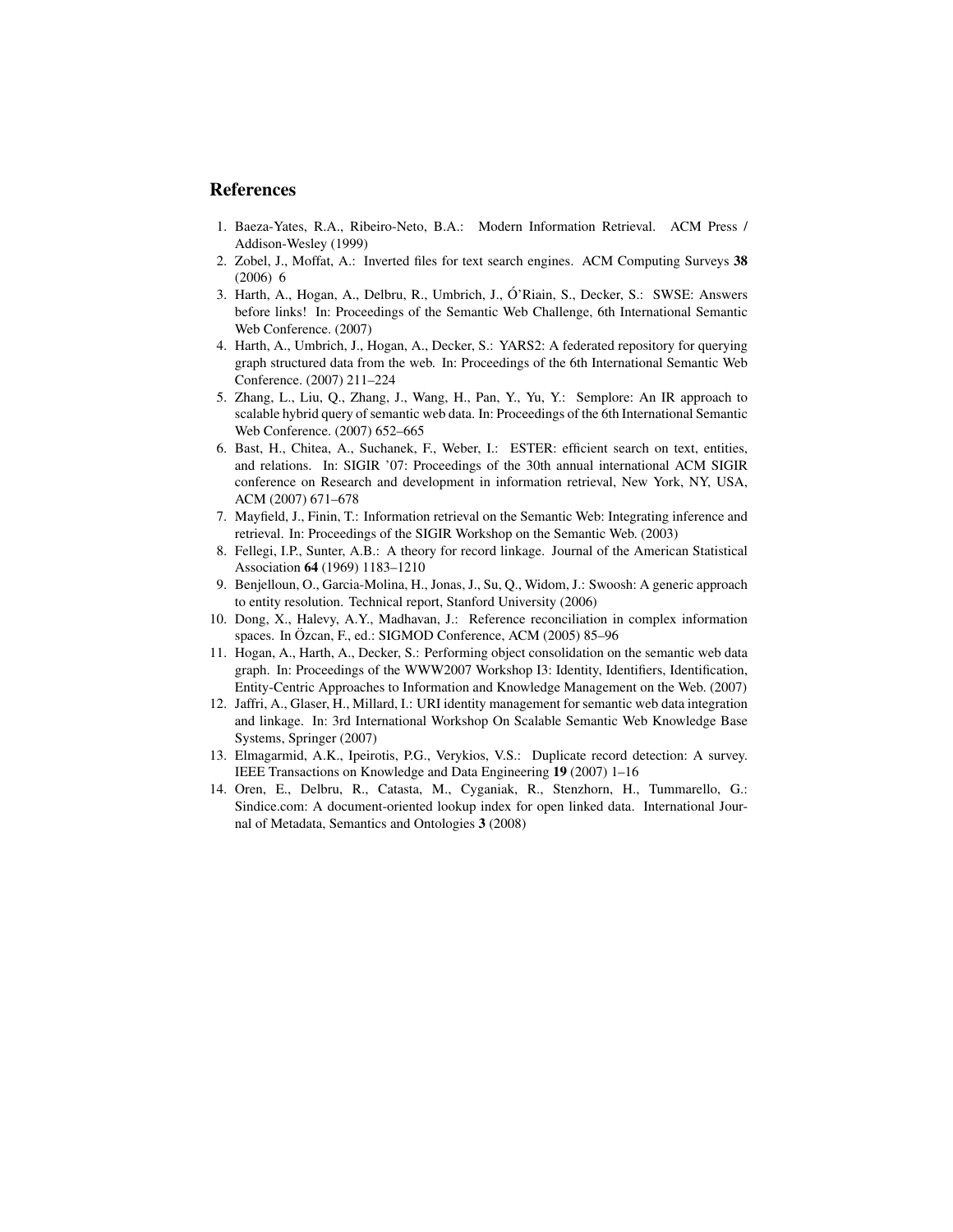## References

1. Baeza-Yates, R.A., Ribeiro-Neto, B.A.: Modern Information Retrieval. ACM Press / Addison-Wesley (1999)
2. Zobel, J., Moffat, A.: Inverted files for text search engines. ACM Computing Surveys **38** (2006) 6
3. Harth, A., Hogan, A., Delbru, R., Umbrich, J., Ó'Riain, S., Decker, S.: SWSE: Answers before links! In: Proceedings of the Semantic Web Challenge, 6th International Semantic Web Conference. (2007)
4. Harth, A., Umbrich, J., Hogan, A., Decker, S.: YARS2: A federated repository for querying graph structured data from the web. In: Proceedings of the 6th International Semantic Web Conference. (2007) 211–224
5. Zhang, L., Liu, Q., Zhang, J., Wang, H., Pan, Y., Yu, Y.: Semplore: An IR approach to scalable hybrid query of semantic web data. In: Proceedings of the 6th International Semantic Web Conference. (2007) 652–665
6. Bast, H., Chitea, A., Suchanek, F., Weber, I.: ESTER: efficient search on text, entities, and relations. In: SIGIR '07: Proceedings of the 30th annual international ACM SIGIR conference on Research and development in information retrieval, New York, NY, USA, ACM (2007) 671–678
7. Mayfield, J., Finin, T.: Information retrieval on the Semantic Web: Integrating inference and retrieval. In: Proceedings of the SIGIR Workshop on the Semantic Web. (2003)
8. Fellegi, I.P., Sunter, A.B.: A theory for record linkage. Journal of the American Statistical Association **64** (1969) 1183–1210
9. Benjelloun, O., Garcia-Molina, H., Jonas, J., Su, Q., Widom, J.: Swoosh: A generic approach to entity resolution. Technical report, Stanford University (2006)
10. Dong, X., Halevy, A.Y., Madhavan, J.: Reference reconciliation in complex information spaces. In Özcan, F., ed.: SIGMOD Conference, ACM (2005) 85–96
11. Hogan, A., Harth, A., Decker, S.: Performing object consolidation on the semantic web data graph. In: Proceedings of the WWW2007 Workshop I3: Identity, Identifiers, Identification, Entity-Centric Approaches to Information and Knowledge Management on the Web. (2007)
12. Jaffri, A., Glaser, H., Millard, I.: URI identity management for semantic web data integration and linkage. In: 3rd International Workshop On Scalable Semantic Web Knowledge Base Systems, Springer (2007)
13. Elmagarmid, A.K., Ipeirotis, P.G., Verykios, V.S.: Duplicate record detection: A survey. IEEE Transactions on Knowledge and Data Engineering **19** (2007) 1–16
14. Oren, E., Delbru, R., Catasta, M., Cyganiak, R., Stenzhorn, H., Tummarello, G.: Sindice.com: A document-oriented lookup index for open linked data. International Journal of Metadata, Semantics and Ontologies **3** (2008)